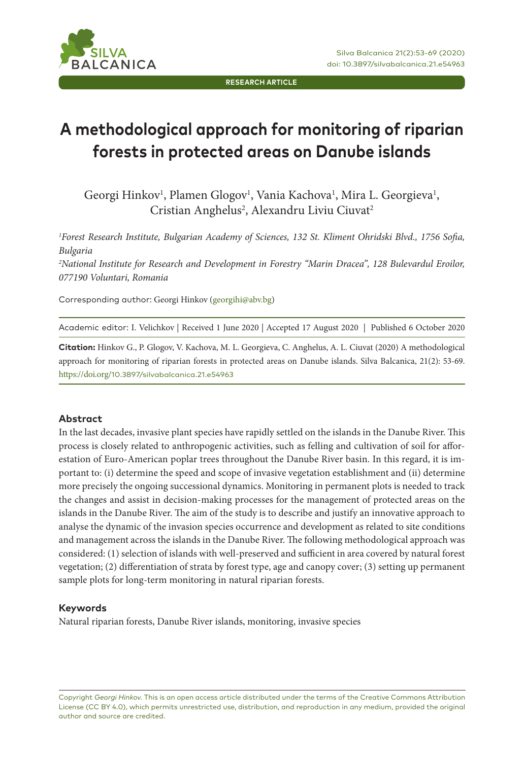RESEARCH ARTICLE

# A methodological approach for monitoring of riparian forests in protected areas on Danube islands

Georgi Hinkov[1], Plamen Glogov[1], Vania Kachova[1], Mira L. Georgieva[1], Cristian Anghelus[2], Alexandru Liviu Ciuvat[2]

[1] *Forest Research Institute, Bulgarian Academy of Sciences, 132 St. Kliment Ohridski Blvd., 1756 Sofia, Bulgaria*

[2] *National Institute for Research and Development in Forestry "Marin Dracea", 128 Bulevardul Eroilor, 077190 Voluntari, Romania*

Corresponding author: Georgi Hinkov (georgihi@abv.bg)

Academic editor: I. Velichkov | Received 1 June 2020 | Accepted 17 August 2020 | Published 6 October 2020

**Citation:** Hinkov G., P. Glogov, V. Kachova, M. L. Georgieva, C. Anghelus, A. L. Ciuvat (2020) A methodological approach for monitoring of riparian forests in protected areas on Danube islands. Silva Balcanica, 21(2): 53-69. https://doi.org/10.3897/silvabalcanica.21.e54963

## Abstract

In the last decades, invasive plant species have rapidly settled on the islands in the Danube River. This process is closely related to anthropogenic activities, such as felling and cultivation of soil for afforestation of Euro-American poplar trees throughout the Danube River basin. In this regard, it is important to: (i) determine the speed and scope of invasive vegetation establishment and (ii) determine more precisely the ongoing successional dynamics. Monitoring in permanent plots is needed to track the changes and assist in decision-making processes for the management of protected areas on the islands in the Danube River. The aim of the study is to describe and justify an innovative approach to analyse the dynamic of the invasion species occurrence and development as related to site conditions and management across the islands in the Danube River. The following methodological approach was considered: (1) selection of islands with well-preserved and sufficient in area covered by natural forest vegetation; (2) differentiation of strata by forest type, age and canopy cover; (3) setting up permanent sample plots for long-term monitoring in natural riparian forests.

## Keywords

Natural riparian forests, Danube River islands, monitoring, invasive species

Copyright *Georgi Hinkov*. This is an open access article distributed under the terms of the Creative Commons Attribution License (CC BY 4.0), which permits unrestricted use, distribution, and reproduction in any medium, provided the original author and source are credited.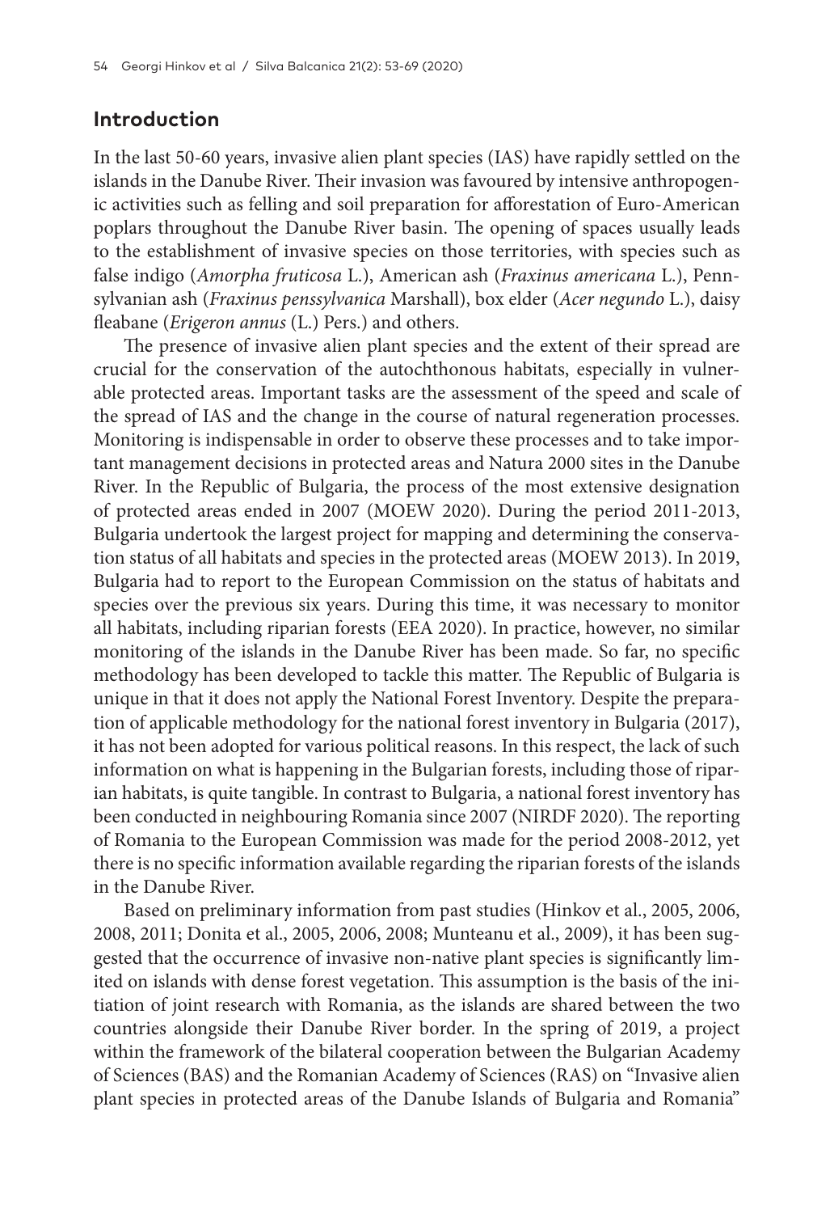## Introduction

In the last 50-60 years, invasive alien plant species (IAS) have rapidly settled on the islands in the Danube River. Their invasion was favoured by intensive anthropogenic activities such as felling and soil preparation for afforestation of Euro-American poplars throughout the Danube River basin. The opening of spaces usually leads to the establishment of invasive species on those territories, with species such as false indigo (*Amorpha fruticosa* L.), American ash (*Fraxinus americana* L.), Pennsylvanian ash (*Fraxinus penssylvanica* Marshall), box elder (*Acer negundo* L.), daisy fleabane (*Erigeron annus* (L.) Pers.) and others.

The presence of invasive alien plant species and the extent of their spread are crucial for the conservation of the autochthonous habitats, especially in vulnerable protected areas. Important tasks are the assessment of the speed and scale of the spread of IAS and the change in the course of natural regeneration processes. Monitoring is indispensable in order to observe these processes and to take important management decisions in protected areas and Natura 2000 sites in the Danube River. In the Republic of Bulgaria, the process of the most extensive designation of protected areas ended in 2007 (MOEW 2020). During the period 2011-2013, Bulgaria undertook the largest project for mapping and determining the conservation status of all habitats and species in the protected areas (MOEW 2013). In 2019, Bulgaria had to report to the European Commission on the status of habitats and species over the previous six years. During this time, it was necessary to monitor all habitats, including riparian forests (EEA 2020). In practice, however, no similar monitoring of the islands in the Danube River has been made. So far, no specific methodology has been developed to tackle this matter. The Republic of Bulgaria is unique in that it does not apply the National Forest Inventory. Despite the preparation of applicable methodology for the national forest inventory in Bulgaria (2017), it has not been adopted for various political reasons. In this respect, the lack of such information on what is happening in the Bulgarian forests, including those of riparian habitats, is quite tangible. In contrast to Bulgaria, a national forest inventory has been conducted in neighbouring Romania since 2007 (NIRDF 2020). The reporting of Romania to the European Commission was made for the period 2008-2012, yet there is no specific information available regarding the riparian forests of the islands in the Danube River.

Based on preliminary information from past studies (Hinkov et al., 2005, 2006, 2008, 2011; Donita et al., 2005, 2006, 2008; Munteanu et al., 2009), it has been suggested that the occurrence of invasive non-native plant species is significantly limited on islands with dense forest vegetation. This assumption is the basis of the initiation of joint research with Romania, as the islands are shared between the two countries alongside their Danube River border. In the spring of 2019, a project within the framework of the bilateral cooperation between the Bulgarian Academy of Sciences (BAS) and the Romanian Academy of Sciences (RAS) on "Invasive alien plant species in protected areas of the Danube Islands of Bulgaria and Romania"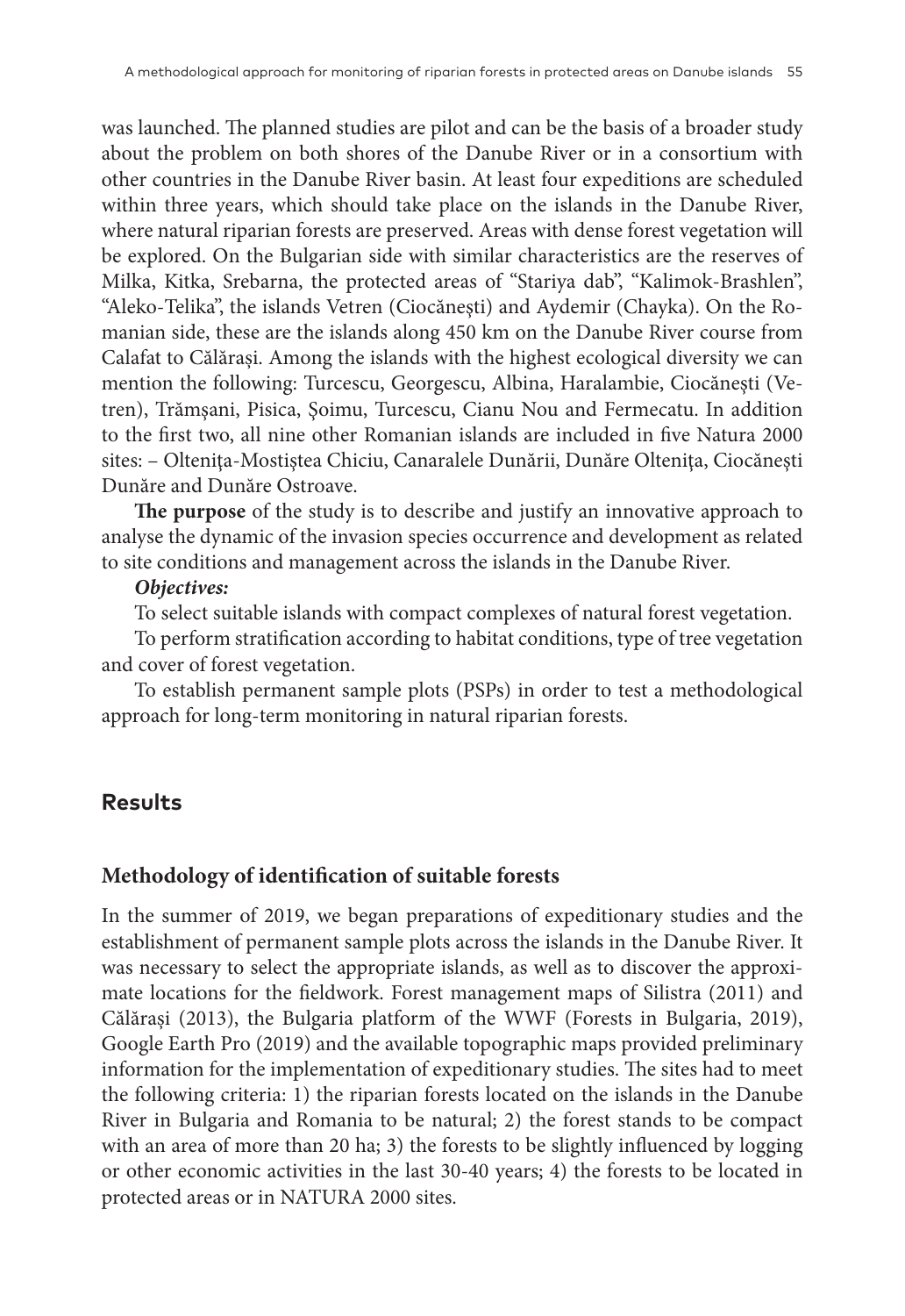was launched. The planned studies are pilot and can be the basis of a broader study about the problem on both shores of the Danube River or in a consortium with other countries in the Danube River basin. At least four expeditions are scheduled within three years, which should take place on the islands in the Danube River, where natural riparian forests are preserved. Areas with dense forest vegetation will be explored. On the Bulgarian side with similar characteristics are the reserves of Milka, Kitka, Srebarna, the protected areas of "Stariya dab", "Kalimok-Brashlen", "Aleko-Telika", the islands Vetren (Ciocăneşti) and Aydemir (Chayka). On the Romanian side, these are the islands along 450 km on the Danube River course from Calafat to Călărași. Among the islands with the highest ecological diversity we can mention the following: Turcescu, Georgescu, Albina, Haralambie, Ciocănești (Vetren), Trămșani, Pisica, Şoimu, Turcescu, Cianu Nou and Fermecatu. In addition to the first two, all nine other Romanian islands are included in five Natura 2000 sites: – Olteniţa-Mostiştea Chiciu, Canaralele Dunării, Dunăre Olteniţa, Ciocăneşti Dunăre and Dunăre Ostroave.

**The purpose** of the study is to describe and justify an innovative approach to analyse the dynamic of the invasion species occurrence and development as related to site conditions and management across the islands in the Danube River.

***Objectives:***

To select suitable islands with compact complexes of natural forest vegetation.

To perform stratification according to habitat conditions, type of tree vegetation and cover of forest vegetation.

To establish permanent sample plots (PSPs) in order to test a methodological approach for long-term monitoring in natural riparian forests.

## Results

### Methodology of identification of suitable forests

In the summer of 2019, we began preparations of expeditionary studies and the establishment of permanent sample plots across the islands in the Danube River. It was necessary to select the appropriate islands, as well as to discover the approximate locations for the fieldwork. Forest management maps of Silistra (2011) and Călărași (2013), the Bulgaria platform of the WWF (Forests in Bulgaria, 2019), Google Earth Pro (2019) and the available topographic maps provided preliminary information for the implementation of expeditionary studies. The sites had to meet the following criteria: 1) the riparian forests located on the islands in the Danube River in Bulgaria and Romania to be natural; 2) the forest stands to be compact with an area of more than 20 ha; 3) the forests to be slightly influenced by logging or other economic activities in the last 30-40 years; 4) the forests to be located in protected areas or in NATURA 2000 sites.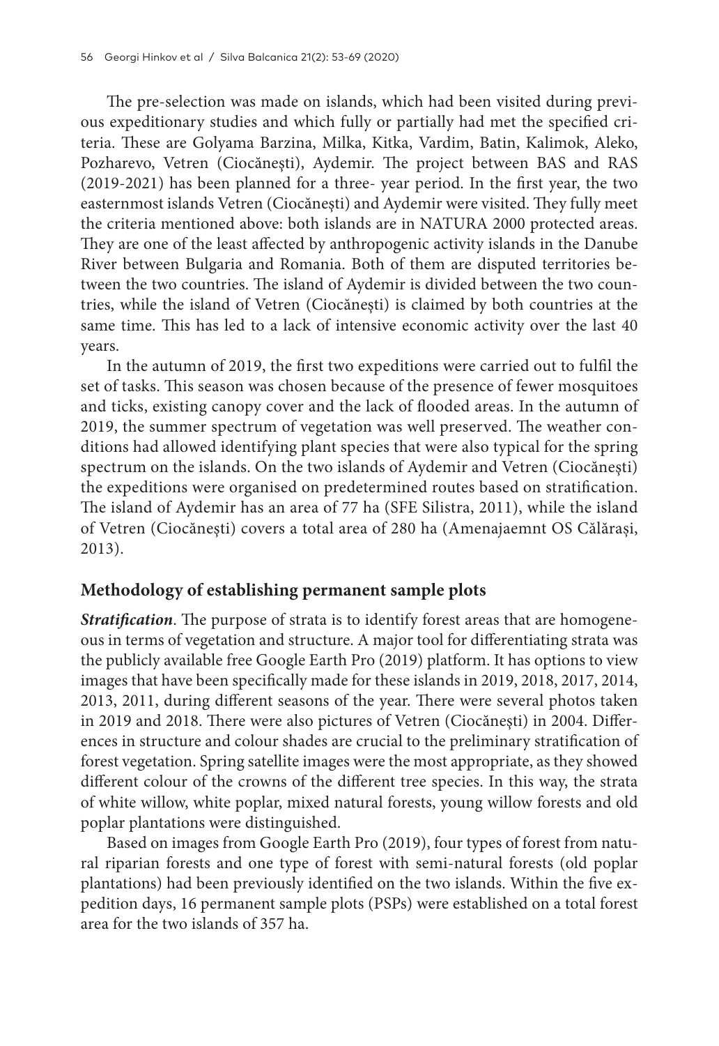The pre-selection was made on islands, which had been visited during previous expeditionary studies and which fully or partially had met the specified criteria. These are Golyama Barzina, Milka, Kitka, Vardim, Batin, Kalimok, Aleko, Pozharevo, Vetren (Ciocănești), Aydemir. The project between BAS and RAS (2019-2021) has been planned for a three- year period. In the first year, the two easternmost islands Vetren (Ciocănești) and Aydemir were visited. They fully meet the criteria mentioned above: both islands are in NATURA 2000 protected areas. They are one of the least affected by anthropogenic activity islands in the Danube River between Bulgaria and Romania. Both of them are disputed territories between the two countries. The island of Aydemir is divided between the two countries, while the island of Vetren (Ciocănești) is claimed by both countries at the same time. This has led to a lack of intensive economic activity over the last 40 years.

In the autumn of 2019, the first two expeditions were carried out to fulfil the set of tasks. This season was chosen because of the presence of fewer mosquitoes and ticks, existing canopy cover and the lack of flooded areas. In the autumn of 2019, the summer spectrum of vegetation was well preserved. The weather conditions had allowed identifying plant species that were also typical for the spring spectrum on the islands. On the two islands of Aydemir and Vetren (Ciocănești) the expeditions were organised on predetermined routes based on stratification. The island of Aydemir has an area of 77 ha (SFE Silistra, 2011), while the island of Vetren (Ciocănești) covers a total area of 280 ha (Amenajaemnt OS Călărași, 2013).

## Methodology of establishing permanent sample plots

***Stratification***. The purpose of strata is to identify forest areas that are homogeneous in terms of vegetation and structure. A major tool for differentiating strata was the publicly available free Google Earth Pro (2019) platform. It has options to view images that have been specifically made for these islands in 2019, 2018, 2017, 2014, 2013, 2011, during different seasons of the year. There were several photos taken in 2019 and 2018. There were also pictures of Vetren (Ciocănești) in 2004. Differences in structure and colour shades are crucial to the preliminary stratification of forest vegetation. Spring satellite images were the most appropriate, as they showed different colour of the crowns of the different tree species. In this way, the strata of white willow, white poplar, mixed natural forests, young willow forests and old poplar plantations were distinguished.

Based on images from Google Earth Pro (2019), four types of forest from natural riparian forests and one type of forest with semi-natural forests (old poplar plantations) had been previously identified on the two islands. Within the five expedition days, 16 permanent sample plots (PSPs) were established on a total forest area for the two islands of 357 ha.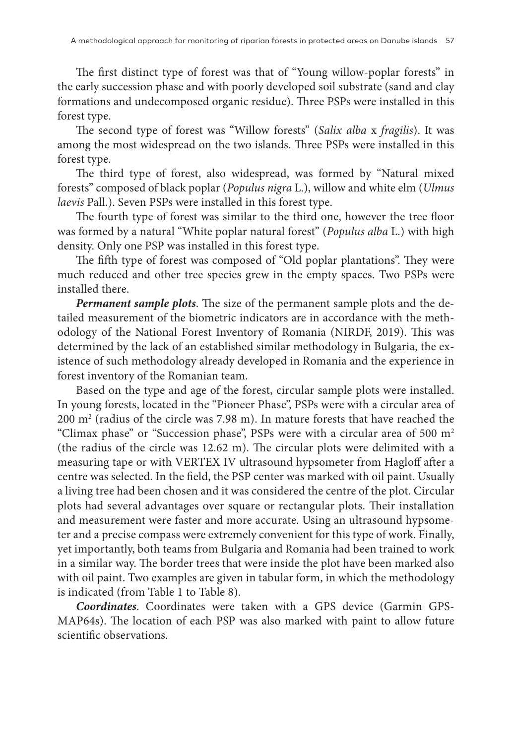The first distinct type of forest was that of "Young willow-poplar forests" in the early succession phase and with poorly developed soil substrate (sand and clay formations and undecomposed organic residue). Three PSPs were installed in this forest type.

The second type of forest was "Willow forests" (*Salix alba* x *fragilis*). It was among the most widespread on the two islands. Three PSPs were installed in this forest type.

The third type of forest, also widespread, was formed by "Natural mixed forests" composed of black poplar (*Populus nigra* L.), willow and white elm (*Ulmus laevis* Pall.). Seven PSPs were installed in this forest type.

The fourth type of forest was similar to the third one, however the tree floor was formed by a natural "White poplar natural forest" (*Populus alba* L.) with high density. Only one PSP was installed in this forest type.

The fifth type of forest was composed of "Old poplar plantations". They were much reduced and other tree species grew in the empty spaces. Two PSPs were installed there.

***Permanent sample plots***. The size of the permanent sample plots and the detailed measurement of the biometric indicators are in accordance with the methodology of the National Forest Inventory of Romania (NIRDF, 2019). This was determined by the lack of an established similar methodology in Bulgaria, the existence of such methodology already developed in Romania and the experience in forest inventory of the Romanian team.

Based on the type and age of the forest, circular sample plots were installed. In young forests, located in the "Pioneer Phase", PSPs were with a circular area of 200 $m^2$ (radius of the circle was 7.98 m). In mature forests that have reached the "Climax phase" or "Succession phase", PSPs were with a circular area of 500 $m^2$ (the radius of the circle was 12.62 m). The circular plots were delimited with a measuring tape or with VERTEX IV ultrasound hypsometer from Hagloff after a centre was selected. In the field, the PSP center was marked with oil paint. Usually a living tree had been chosen and it was considered the centre of the plot. Circular plots had several advantages over square or rectangular plots. Their installation and measurement were faster and more accurate. Using an ultrasound hypsometer and a precise compass were extremely convenient for this type of work. Finally, yet importantly, both teams from Bulgaria and Romania had been trained to work in a similar way. The border trees that were inside the plot have been marked also with oil paint. Two examples are given in tabular form, in which the methodology is indicated (from Table 1 to Table 8).

***Coordinates***. Coordinates were taken with a GPS device (Garmin GPS-MAP64s). The location of each PSP was also marked with paint to allow future scientific observations.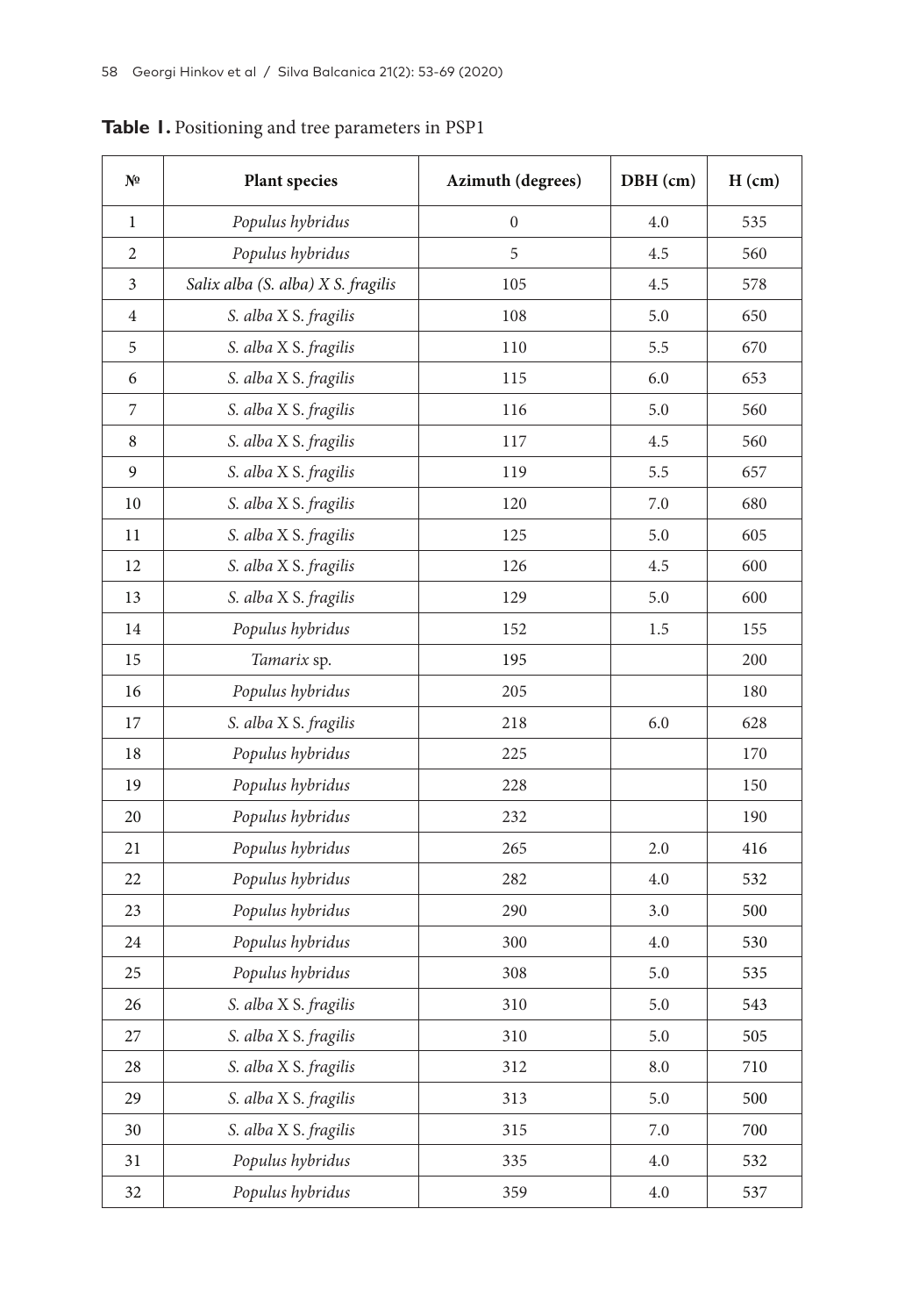**Table 1.** Positioning and tree parameters in PSP1

| № | Plant species | Azimuth (degrees) | DBH (cm) | H (cm) |
|---|---|---|---|---|
| 1 | *Populus hybridus* | 0 | 4.0 | 535 |
| 2 | *Populus hybridus* | 5 | 4.5 | 560 |
| 3 | *Salix alba (S. alba) X S. fragilis* | 105 | 4.5 | 578 |
| 4 | *S. alba* X *S. fragilis* | 108 | 5.0 | 650 |
| 5 | *S. alba* X *S. fragilis* | 110 | 5.5 | 670 |
| 6 | *S. alba* X *S. fragilis* | 115 | 6.0 | 653 |
| 7 | *S. alba* X *S. fragilis* | 116 | 5.0 | 560 |
| 8 | *S. alba* X *S. fragilis* | 117 | 4.5 | 560 |
| 9 | *S. alba* X *S. fragilis* | 119 | 5.5 | 657 |
| 10 | *S. alba* X *S. fragilis* | 120 | 7.0 | 680 |
| 11 | *S. alba* X *S. fragilis* | 125 | 5.0 | 605 |
| 12 | *S. alba* X *S. fragilis* | 126 | 4.5 | 600 |
| 13 | *S. alba* X *S. fragilis* | 129 | 5.0 | 600 |
| 14 | *Populus hybridus* | 152 | 1.5 | 155 |
| 15 | *Tamarix* sp. | 195 | | 200 |
| 16 | *Populus hybridus* | 205 | | 180 |
| 17 | *S. alba* X *S. fragilis* | 218 | 6.0 | 628 |
| 18 | *Populus hybridus* | 225 | | 170 |
| 19 | *Populus hybridus* | 228 | | 150 |
| 20 | *Populus hybridus* | 232 | | 190 |
| 21 | *Populus hybridus* | 265 | 2.0 | 416 |
| 22 | *Populus hybridus* | 282 | 4.0 | 532 |
| 23 | *Populus hybridus* | 290 | 3.0 | 500 |
| 24 | *Populus hybridus* | 300 | 4.0 | 530 |
| 25 | *Populus hybridus* | 308 | 5.0 | 535 |
| 26 | *S. alba* X *S. fragilis* | 310 | 5.0 | 543 |
| 27 | *S. alba* X *S. fragilis* | 310 | 5.0 | 505 |
| 28 | *S. alba* X *S. fragilis* | 312 | 8.0 | 710 |
| 29 | *S. alba* X *S. fragilis* | 313 | 5.0 | 500 |
| 30 | *S. alba* X *S. fragilis* | 315 | 7.0 | 700 |
| 31 | *Populus hybridus* | 335 | 4.0 | 532 |
| 32 | *Populus hybridus* | 359 | 4.0 | 537 |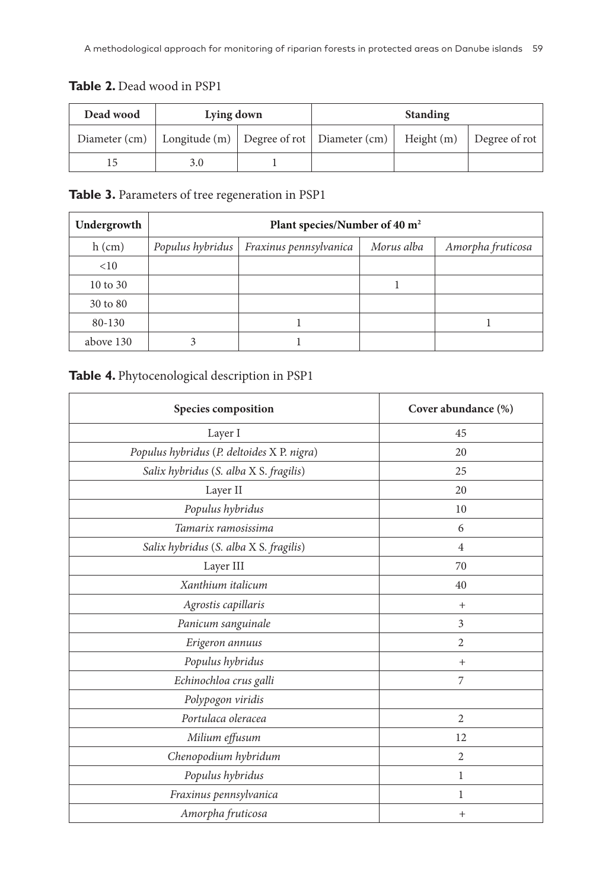**Table 2.** Dead wood in PSP1

| Dead wood | Lying down | | Standing | | |
|---|---|---|---|---|---|
| Diameter (cm) | Longitude (m) | Degree of rot | Diameter (cm) | Height (m) | Degree of rot |
| 15 | 3.0 | 1 | | | |

**Table 3.** Parameters of tree regeneration in PSP1

| Undergrowth | Plant species/Number of 40 m$^2$ | | | |
|---|---|---|---|---|
| h (cm) | *Populus hybridus* | *Fraxinus pennsylvanica* | *Morus alba* | *Amorpha fruticosa* |
| <10 | | | | |
| 10 to 30 | | | 1 | |
| 30 to 80 | | | | |
| 80-130 | | 1 | | 1 |
| above 130 | 3 | 1 | | |

**Table 4.** Phytocenological description in PSP1

| Species composition | Cover abundance (%) |
|---|---|
| Layer I | 45 |
| *Populus hybridus* (*P. deltoides* X *P. nigra*) | 20 |
| *Salix hybridus* (*S. alba* X *S. fragilis*) | 25 |
| Layer II | 20 |
| *Populus hybridus* | 10 |
| *Tamarix ramosissima* | 6 |
| *Salix hybridus* (*S. alba* X *S. fragilis*) | 4 |
| Layer III | 70 |
| *Xanthium italicum* | 40 |
| *Agrostis capillaris* | + |
| *Panicum sanguinale* | 3 |
| *Erigeron annuus* | 2 |
| *Populus hybridus* | + |
| *Echinochloa crus galli* | 7 |
| *Polypogon viridis* | |
| *Portulaca oleracea* | 2 |
| *Milium effusum* | 12 |
| *Chenopodium hybridum* | 2 |
| *Populus hybridus* | 1 |
| *Fraxinus pennsylvanica* | 1 |
| *Amorpha fruticosa* | + |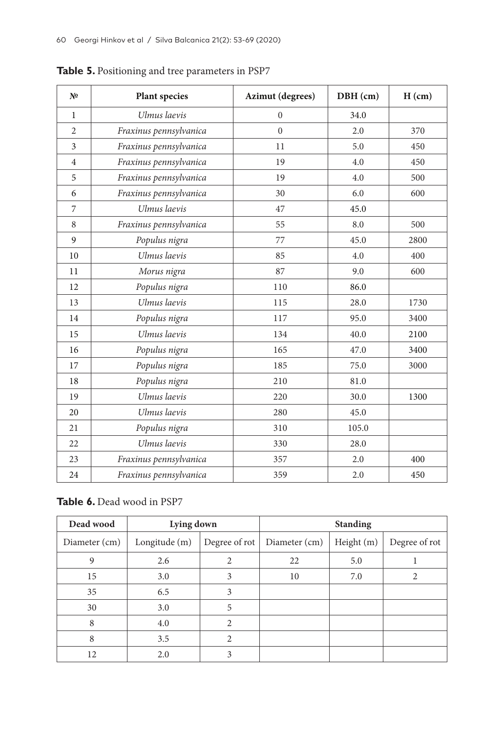**Table 5.** Positioning and tree parameters in PSP7

| № | Plant species | Azimut (degrees) | DBH (cm) | H (cm) |
|---|---|---|---|---|
| 1 | *Ulmus laevis* | 0 | 34.0 | |
| 2 | *Fraxinus pennsylvanica* | 0 | 2.0 | 370 |
| 3 | *Fraxinus pennsylvanica* | 11 | 5.0 | 450 |
| 4 | *Fraxinus pennsylvanica* | 19 | 4.0 | 450 |
| 5 | *Fraxinus pennsylvanica* | 19 | 4.0 | 500 |
| 6 | *Fraxinus pennsylvanica* | 30 | 6.0 | 600 |
| 7 | *Ulmus laevis* | 47 | 45.0 | |
| 8 | *Fraxinus pennsylvanica* | 55 | 8.0 | 500 |
| 9 | *Populus nigra* | 77 | 45.0 | 2800 |
| 10 | *Ulmus laevis* | 85 | 4.0 | 400 |
| 11 | *Morus nigra* | 87 | 9.0 | 600 |
| 12 | *Populus nigra* | 110 | 86.0 | |
| 13 | *Ulmus laevis* | 115 | 28.0 | 1730 |
| 14 | *Populus nigra* | 117 | 95.0 | 3400 |
| 15 | *Ulmus laevis* | 134 | 40.0 | 2100 |
| 16 | *Populus nigra* | 165 | 47.0 | 3400 |
| 17 | *Populus nigra* | 185 | 75.0 | 3000 |
| 18 | *Populus nigra* | 210 | 81.0 | |
| 19 | *Ulmus laevis* | 220 | 30.0 | 1300 |
| 20 | *Ulmus laevis* | 280 | 45.0 | |
| 21 | *Populus nigra* | 310 | 105.0 | |
| 22 | *Ulmus laevis* | 330 | 28.0 | |
| 23 | *Fraxinus pennsylvanica* | 357 | 2.0 | 400 |
| 24 | *Fraxinus pennsylvanica* | 359 | 2.0 | 450 |

**Table 6.** Dead wood in PSP7

| Dead wood | Lying down | | Standing | | |
|---|---|---|---|---|---|
| Diameter (cm) | Longitude (m) | Degree of rot | Diameter (cm) | Height (m) | Degree of rot |
| 9 | 2.6 | 2 | 22 | 5.0 | 1 |
| 15 | 3.0 | 3 | 10 | 7.0 | 2 |
| 35 | 6.5 | 3 | | | |
| 30 | 3.0 | 5 | | | |
| 8 | 4.0 | 2 | | | |
| 8 | 3.5 | 2 | | | |
| 12 | 2.0 | 3 | | | |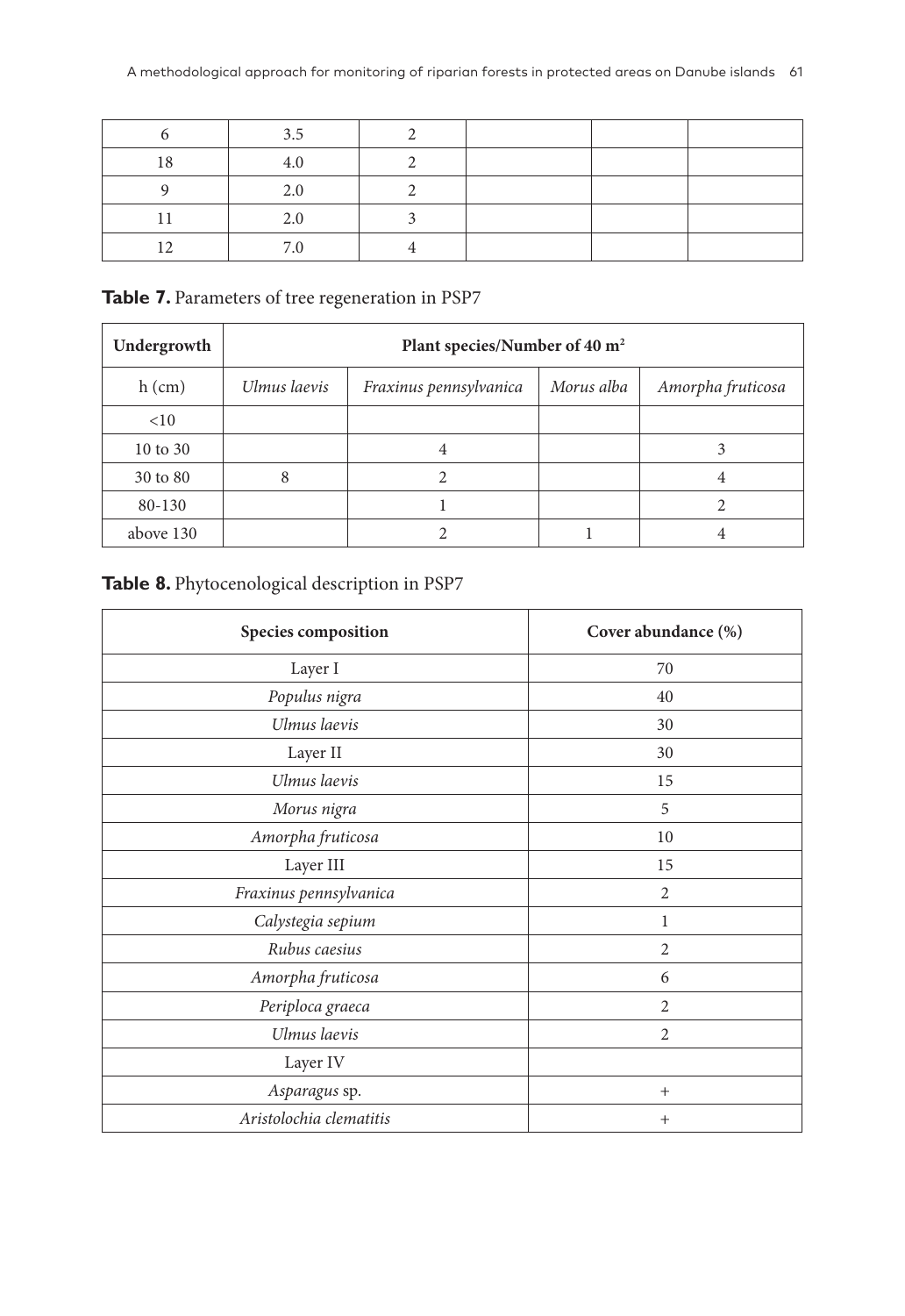| | | | | | |
|---|---|---|---|---|---|
| 6 | 3.5 | 2 | | | |
| 18 | 4.0 | 2 | | | |
| 9 | 2.0 | 2 | | | |
| 11 | 2.0 | 3 | | | |
| 12 | 7.0 | 4 | | | |

**Table 7.** Parameters of tree regeneration in PSP7

| Undergrowth | Plant species/Number of 40 m² | | | |
|---|---|---|---|---|
| h (cm) | *Ulmus laevis* | *Fraxinus pennsylvanica* | *Morus alba* | *Amorpha fruticosa* |
| <10 | | | | |
| 10 to 30 | | 4 | | 3 |
| 30 to 80 | 8 | 2 | | 4 |
| 80-130 | | 1 | | 2 |
| above 130 | | 2 | 1 | 4 |

**Table 8.** Phytocenological description in PSP7

| Species composition | Cover abundance (%) |
|---|---|
| Layer I | 70 |
| *Populus nigra* | 40 |
| *Ulmus laevis* | 30 |
| Layer II | 30 |
| *Ulmus laevis* | 15 |
| *Morus nigra* | 5 |
| *Amorpha fruticosa* | 10 |
| Layer III | 15 |
| *Fraxinus pennsylvanica* | 2 |
| *Calystegia sepium* | 1 |
| *Rubus caesius* | 2 |
| *Amorpha fruticosa* | 6 |
| *Periploca graeca* | 2 |
| *Ulmus laevis* | 2 |
| Layer IV | |
| *Asparagus* sp. | + |
| *Aristolochia clematitis* | + |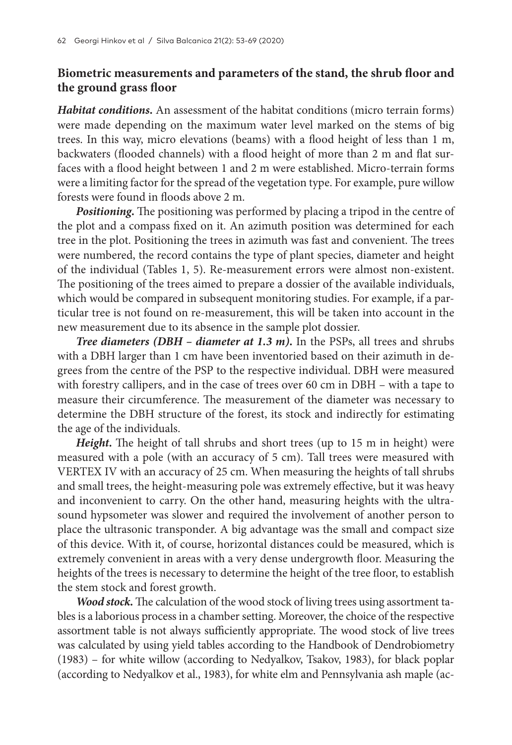## Biometric measurements and parameters of the stand, the shrub floor and the ground grass floor

***Habitat conditions.*** An assessment of the habitat conditions (micro terrain forms) were made depending on the maximum water level marked on the stems of big trees. In this way, micro elevations (beams) with a flood height of less than 1 m, backwaters (flooded channels) with a flood height of more than 2 m and flat surfaces with a flood height between 1 and 2 m were established. Micro-terrain forms were a limiting factor for the spread of the vegetation type. For example, pure willow forests were found in floods above 2 m.

***Positioning.*** The positioning was performed by placing a tripod in the centre of the plot and a compass fixed on it. An azimuth position was determined for each tree in the plot. Positioning the trees in azimuth was fast and convenient. The trees were numbered, the record contains the type of plant species, diameter and height of the individual (Tables 1, 5). Re-measurement errors were almost non-existent. The positioning of the trees aimed to prepare a dossier of the available individuals, which would be compared in subsequent monitoring studies. For example, if a particular tree is not found on re-measurement, this will be taken into account in the new measurement due to its absence in the sample plot dossier.

***Tree diameters (DBH – diameter at 1.3 m).*** In the PSPs, all trees and shrubs with a DBH larger than 1 cm have been inventoried based on their azimuth in degrees from the centre of the PSP to the respective individual. DBH were measured with forestry callipers, and in the case of trees over 60 cm in DBH – with a tape to measure their circumference. The measurement of the diameter was necessary to determine the DBH structure of the forest, its stock and indirectly for estimating the age of the individuals.

***Height.*** The height of tall shrubs and short trees (up to 15 m in height) were measured with a pole (with an accuracy of 5 cm). Tall trees were measured with VERTEX IV with an accuracy of 25 cm. When measuring the heights of tall shrubs and small trees, the height-measuring pole was extremely effective, but it was heavy and inconvenient to carry. On the other hand, measuring heights with the ultrasound hypsometer was slower and required the involvement of another person to place the ultrasonic transponder. A big advantage was the small and compact size of this device. With it, of course, horizontal distances could be measured, which is extremely convenient in areas with a very dense undergrowth floor. Measuring the heights of the trees is necessary to determine the height of the tree floor, to establish the stem stock and forest growth.

***Wood stock.*** The calculation of the wood stock of living trees using assortment tables is a laborious process in a chamber setting. Moreover, the choice of the respective assortment table is not always sufficiently appropriate. The wood stock of live trees was calculated by using yield tables according to the Handbook of Dendrobiometry (1983) – for white willow (according to Nedyalkov, Tsakov, 1983), for black poplar (according to Nedyalkov et al., 1983), for white elm and Pennsylvania ash maple (ac-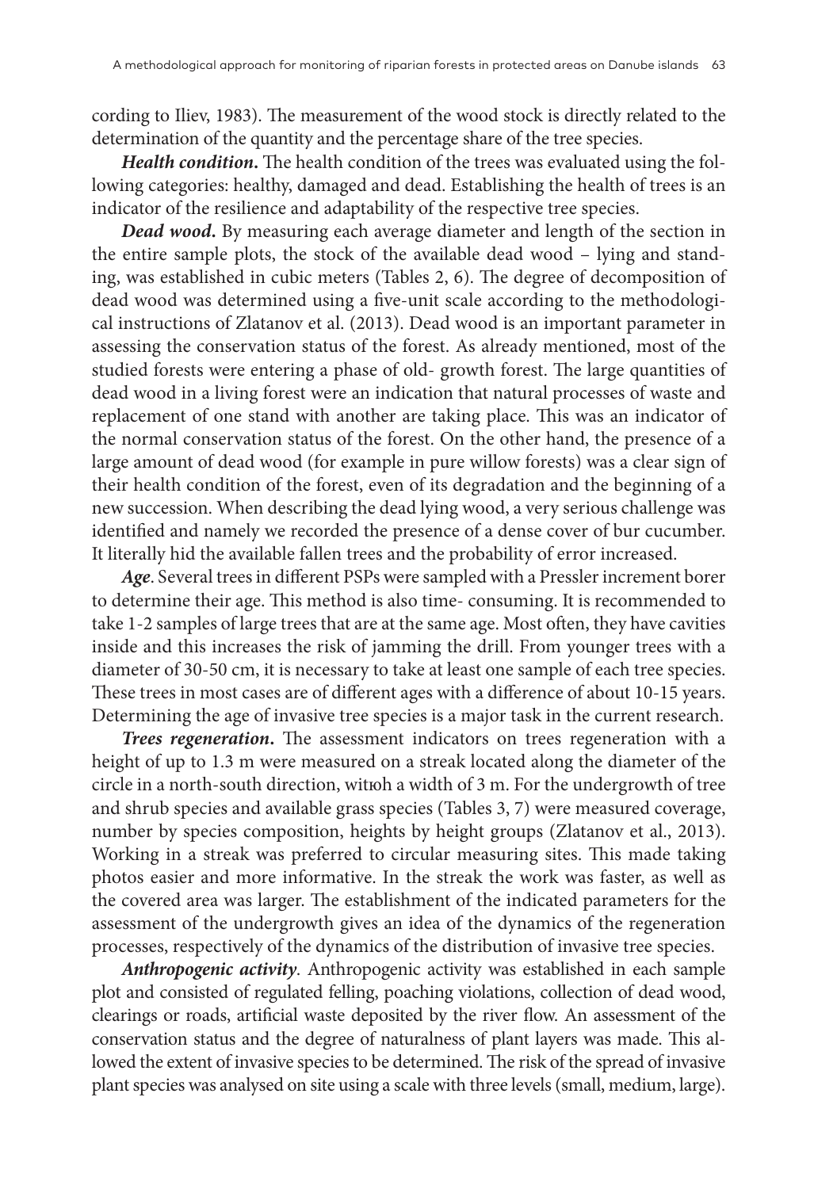cording to Iliev, 1983). The measurement of the wood stock is directly related to the determination of the quantity and the percentage share of the tree species.

***Health condition.*** The health condition of the trees was evaluated using the following categories: healthy, damaged and dead. Establishing the health of trees is an indicator of the resilience and adaptability of the respective tree species.

***Dead wood.*** By measuring each average diameter and length of the section in the entire sample plots, the stock of the available dead wood – lying and standing, was established in cubic meters (Tables 2, 6). The degree of decomposition of dead wood was determined using a five-unit scale according to the methodological instructions of Zlatanov et al. (2013). Dead wood is an important parameter in assessing the conservation status of the forest. As already mentioned, most of the studied forests were entering a phase of old- growth forest. The large quantities of dead wood in a living forest were an indication that natural processes of waste and replacement of one stand with another are taking place. This was an indicator of the normal conservation status of the forest. On the other hand, the presence of a large amount of dead wood (for example in pure willow forests) was a clear sign of their health condition of the forest, even of its degradation and the beginning of a new succession. When describing the dead lying wood, a very serious challenge was identified and namely we recorded the presence of a dense cover of bur cucumber. It literally hid the available fallen trees and the probability of error increased.

***Age***. Several trees in different PSPs were sampled with a Pressler increment borer to determine their age. This method is also time- consuming. It is recommended to take 1-2 samples of large trees that are at the same age. Most often, they have cavities inside and this increases the risk of jamming the drill. From younger trees with a diameter of 30-50 cm, it is necessary to take at least one sample of each tree species. These trees in most cases are of different ages with a difference of about 10-15 years. Determining the age of invasive tree species is a major task in the current research.

***Trees regeneration.*** The assessment indicators on trees regeneration with a height of up to 1.3 m were measured on a streak located along the diameter of the circle in a north-south direction, witroh a width of 3 m. For the undergrowth of tree and shrub species and available grass species (Tables 3, 7) were measured coverage, number by species composition, heights by height groups (Zlatanov et al., 2013). Working in a streak was preferred to circular measuring sites. This made taking photos easier and more informative. In the streak the work was faster, as well as the covered area was larger. The establishment of the indicated parameters for the assessment of the undergrowth gives an idea of the dynamics of the regeneration processes, respectively of the dynamics of the distribution of invasive tree species.

***Anthropogenic activity***. Anthropogenic activity was established in each sample plot and consisted of regulated felling, poaching violations, collection of dead wood, clearings or roads, artificial waste deposited by the river flow. An assessment of the conservation status and the degree of naturalness of plant layers was made. This allowed the extent of invasive species to be determined. The risk of the spread of invasive plant species was analysed on site using a scale with three levels (small, medium, large).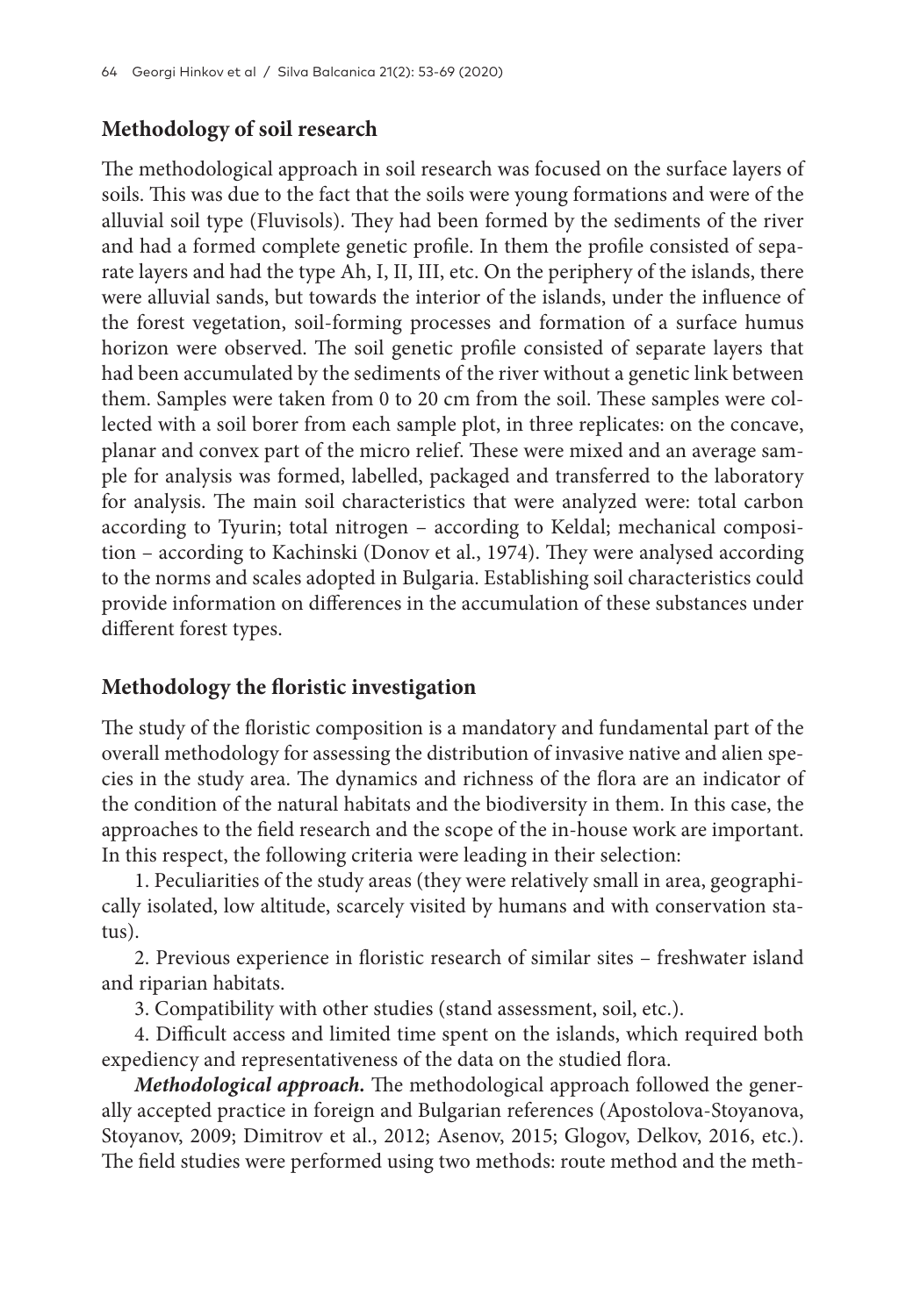## Methodology of soil research

The methodological approach in soil research was focused on the surface layers of soils. This was due to the fact that the soils were young formations and were of the alluvial soil type (Fluvisols). They had been formed by the sediments of the river and had a formed complete genetic profile. In them the profile consisted of separate layers and had the type Ah, I, II, III, etc. On the periphery of the islands, there were alluvial sands, but towards the interior of the islands, under the influence of the forest vegetation, soil-forming processes and formation of a surface humus horizon were observed. The soil genetic profile consisted of separate layers that had been accumulated by the sediments of the river without a genetic link between them. Samples were taken from 0 to 20 cm from the soil. These samples were collected with a soil borer from each sample plot, in three replicates: on the concave, planar and convex part of the micro relief. These were mixed and an average sample for analysis was formed, labelled, packaged and transferred to the laboratory for analysis. The main soil characteristics that were analyzed were: total carbon according to Tyurin; total nitrogen – according to Keldal; mechanical composition – according to Kachinski (Donov et al., 1974). They were analysed according to the norms and scales adopted in Bulgaria. Establishing soil characteristics could provide information on differences in the accumulation of these substances under different forest types.

## Methodology the floristic investigation

The study of the floristic composition is a mandatory and fundamental part of the overall methodology for assessing the distribution of invasive native and alien species in the study area. The dynamics and richness of the flora are an indicator of the condition of the natural habitats and the biodiversity in them. In this case, the approaches to the field research and the scope of the in-house work are important. In this respect, the following criteria were leading in their selection:

1. Peculiarities of the study areas (they were relatively small in area, geographically isolated, low altitude, scarcely visited by humans and with conservation status).

2. Previous experience in floristic research of similar sites – freshwater island and riparian habitats.

3. Compatibility with other studies (stand assessment, soil, etc.).

4. Difficult access and limited time spent on the islands, which required both expediency and representativeness of the data on the studied flora.

***Methodological approach.*** The methodological approach followed the generally accepted practice in foreign and Bulgarian references (Apostolova-Stoyanova, Stoyanov, 2009; Dimitrov et al., 2012; Asenov, 2015; Glogov, Delkov, 2016, etc.). The field studies were performed using two methods: route method and the meth-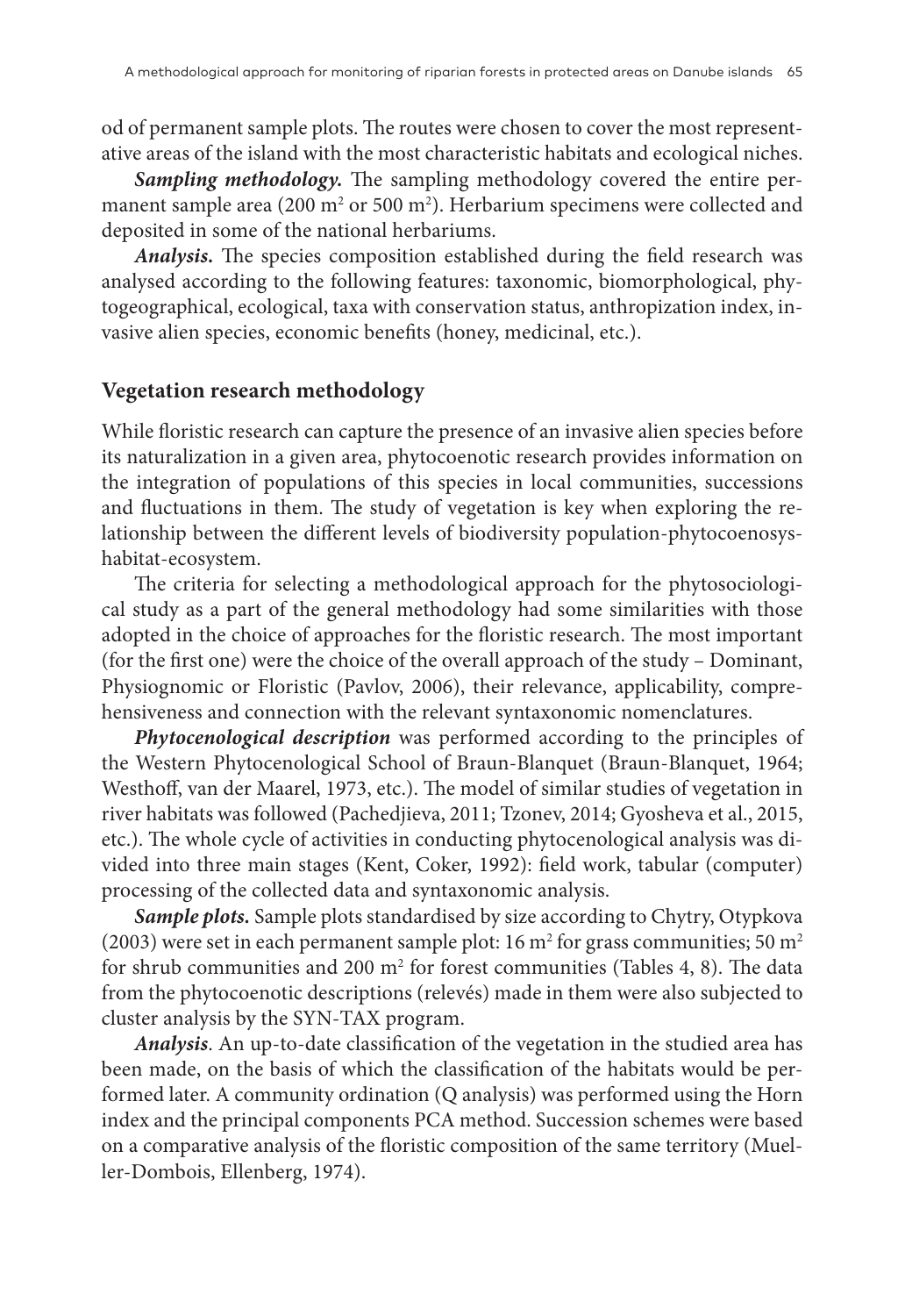od of permanent sample plots. The routes were chosen to cover the most representative areas of the island with the most characteristic habitats and ecological niches.

***Sampling methodology.*** The sampling methodology covered the entire permanent sample area (200 $m^2$ or 500 $m^2$). Herbarium specimens were collected and deposited in some of the national herbariums.

***Analysis.*** The species composition established during the field research was analysed according to the following features: taxonomic, biomorphological, phytogeographical, ecological, taxa with conservation status, anthropization index, invasive alien species, economic benefits (honey, medicinal, etc.).

## Vegetation research methodology

While floristic research can capture the presence of an invasive alien species before its naturalization in a given area, phytocoenotic research provides information on the integration of populations of this species in local communities, successions and fluctuations in them. The study of vegetation is key when exploring the relationship between the different levels of biodiversity population-phytocoenosys-habitat-ecosystem.

The criteria for selecting a methodological approach for the phytosociological study as a part of the general methodology had some similarities with those adopted in the choice of approaches for the floristic research. The most important (for the first one) were the choice of the overall approach of the study – Dominant, Physiognomic or Floristic (Pavlov, 2006), their relevance, applicability, comprehensiveness and connection with the relevant syntaxonomic nomenclatures.

***Phytocenological description*** was performed according to the principles of the Western Phytocenological School of Braun-Blanquet (Braun-Blanquet, 1964; Westhoff, van der Maarel, 1973, etc.). The model of similar studies of vegetation in river habitats was followed (Pachedjieva, 2011; Tzonev, 2014; Gyosheva et al., 2015, etc.). The whole cycle of activities in conducting phytocenological analysis was divided into three main stages (Kent, Coker, 1992): field work, tabular (computer) processing of the collected data and syntaxonomic analysis.

***Sample plots.*** Sample plots standardised by size according to Chytry, Otypkova (2003) were set in each permanent sample plot: 16 $m^2$ for grass communities; 50 $m^2$ for shrub communities and 200 $m^2$ for forest communities (Tables 4, 8). The data from the phytocoenotic descriptions (relevés) made in them were also subjected to cluster analysis by the SYN-TAX program.

***Analysis***. An up-to-date classification of the vegetation in the studied area has been made, on the basis of which the classification of the habitats would be performed later. A community ordination (Q analysis) was performed using the Horn index and the principal components PCA method. Succession schemes were based on a comparative analysis of the floristic composition of the same territory (Mueller-Dombois, Ellenberg, 1974).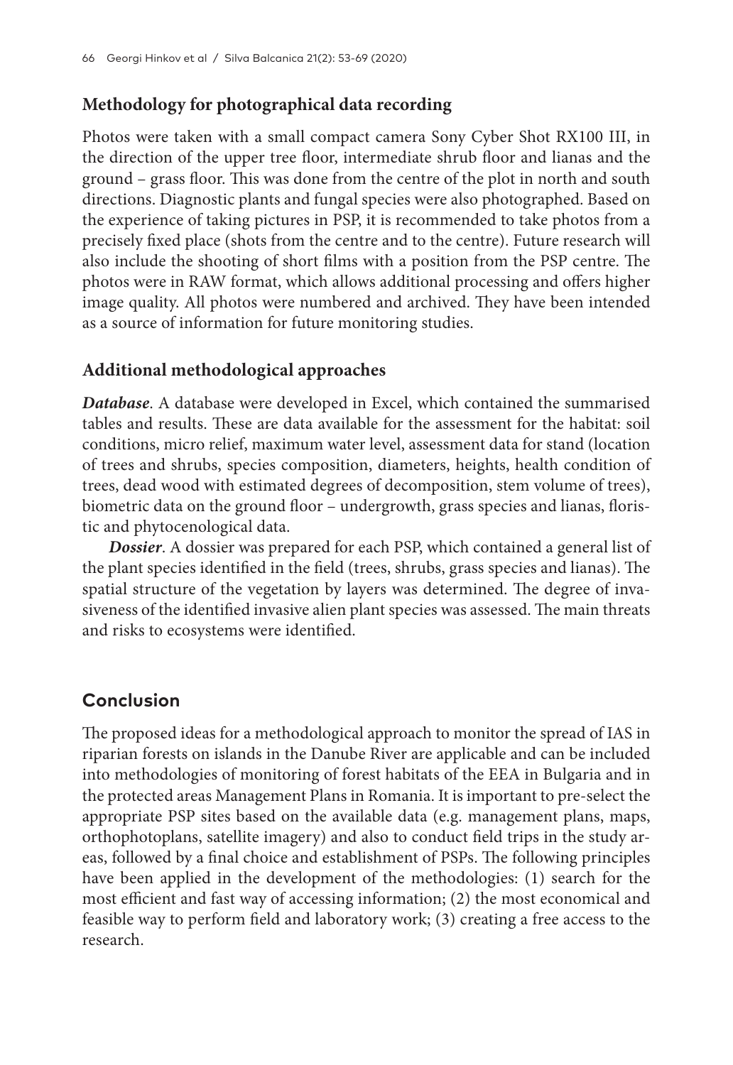## Methodology for photographical data recording

Photos were taken with a small compact camera Sony Cyber Shot RX100 III, in the direction of the upper tree floor, intermediate shrub floor and lianas and the ground – grass floor. This was done from the centre of the plot in north and south directions. Diagnostic plants and fungal species were also photographed. Based on the experience of taking pictures in PSP, it is recommended to take photos from a precisely fixed place (shots from the centre and to the centre). Future research will also include the shooting of short films with a position from the PSP centre. The photos were in RAW format, which allows additional processing and offers higher image quality. All photos were numbered and archived. They have been intended as a source of information for future monitoring studies.

## Additional methodological approaches

***Database***. A database were developed in Excel, which contained the summarised tables and results. These are data available for the assessment for the habitat: soil conditions, micro relief, maximum water level, assessment data for stand (location of trees and shrubs, species composition, diameters, heights, health condition of trees, dead wood with estimated degrees of decomposition, stem volume of trees), biometric data on the ground floor – undergrowth, grass species and lianas, floristic and phytocenological data.

***Dossier***. A dossier was prepared for each PSP, which contained a general list of the plant species identified in the field (trees, shrubs, grass species and lianas). The spatial structure of the vegetation by layers was determined. The degree of invasiveness of the identified invasive alien plant species was assessed. The main threats and risks to ecosystems were identified.

# Conclusion

The proposed ideas for a methodological approach to monitor the spread of IAS in riparian forests on islands in the Danube River are applicable and can be included into methodologies of monitoring of forest habitats of the EEA in Bulgaria and in the protected areas Management Plans in Romania. It is important to pre-select the appropriate PSP sites based on the available data (e.g. management plans, maps, orthophotoplans, satellite imagery) and also to conduct field trips in the study areas, followed by a final choice and establishment of PSPs. The following principles have been applied in the development of the methodologies: (1) search for the most efficient and fast way of accessing information; (2) the most economical and feasible way to perform field and laboratory work; (3) creating a free access to the research.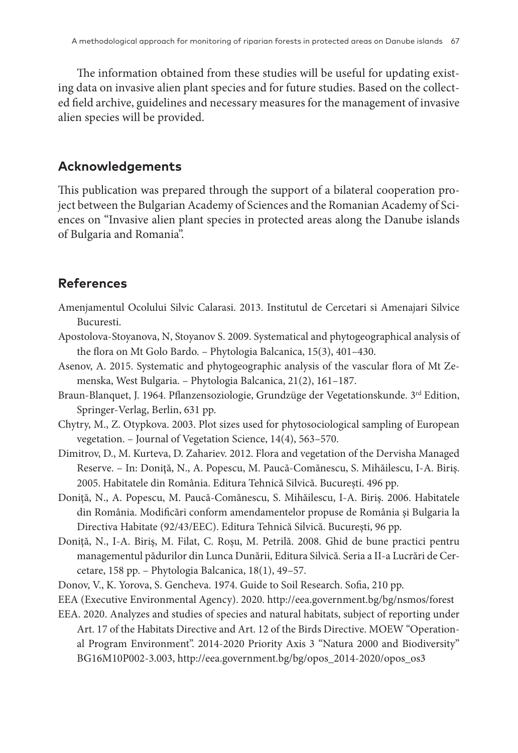The information obtained from these studies will be useful for updating existing data on invasive alien plant species and for future studies. Based on the collected field archive, guidelines and necessary measures for the management of invasive alien species will be provided.

## Acknowledgements

This publication was prepared through the support of a bilateral cooperation project between the Bulgarian Academy of Sciences and the Romanian Academy of Sciences on "Invasive alien plant species in protected areas along the Danube islands of Bulgaria and Romania".

## References

Amenjamentul Ocolului Silvic Calarasi. 2013. Institutul de Cercetari si Amenajari Silvice Bucuresti.

Apostolova-Stoyanova, N, Stoyanov S. 2009. Systematical and phytogeographical analysis of the flora on Mt Golo Bardo. – Phytologia Balcanica, 15(3), 401–430.

Asenov, A. 2015. Systematic and phytogeographic analysis of the vascular flora of Mt Zemenska, West Bulgaria. – Phytologia Balcanica, 21(2), 161–187.

Braun-Blanquet, J. 1964. Pflanzensoziologie, Grundzüge der Vegetationskunde. 3rd Edition, Springer-Verlag, Berlin, 631 pp.

Chytry, M., Z. Otypkova. 2003. Plot sizes used for phytosociological sampling of European vegetation. – Journal of Vegetation Science, 14(4), 563–570.

Dimitrov, D., M. Kurteva, D. Zahariev. 2012. Flora and vegetation of the Dervisha Managed Reserve. – In: Doniţă, N., A. Popescu, M. Paucă-Comănescu, S. Mihăilescu, I-A. Biriş. 2005. Habitatele din România. Editura Tehnică Silvică. Bucureşti. 496 pp.

Doniţă, N., A. Popescu, M. Paucă-Comănescu, S. Mihăilescu, I-A. Biriş. 2006. Habitatele din România. Modificări conform amendamentelor propuse de România şi Bulgaria la Directiva Habitate (92/43/EEC). Editura Tehnică Silvică. Bucureşti, 96 pp.

Doniţă, N., I-A. Biriş, M. Filat, C. Roşu, M. Petrilă. 2008. Ghid de bune practici pentru managementul pădurilor din Lunca Dunării, Editura Silvică. Seria a II-a Lucrări de Cercetare, 158 pp. – Phytologia Balcanica, 18(1), 49–57.

Donov, V., K. Yorova, S. Gencheva. 1974. Guide to Soil Research. Sofia, 210 pp.

EEA (Executive Environmental Agency). 2020. http://eea.government.bg/bg/nsmos/forest

EEA. 2020. Analyzes and studies of species and natural habitats, subject of reporting under Art. 17 of the Habitats Directive and Art. 12 of the Birds Directive. MOEW "Operational Program Environment". 2014-2020 Priority Axis 3 "Natura 2000 and Biodiversity" BG16M10P002-3.003, http://eea.government.bg/bg/opos_2014-2020/opos_os3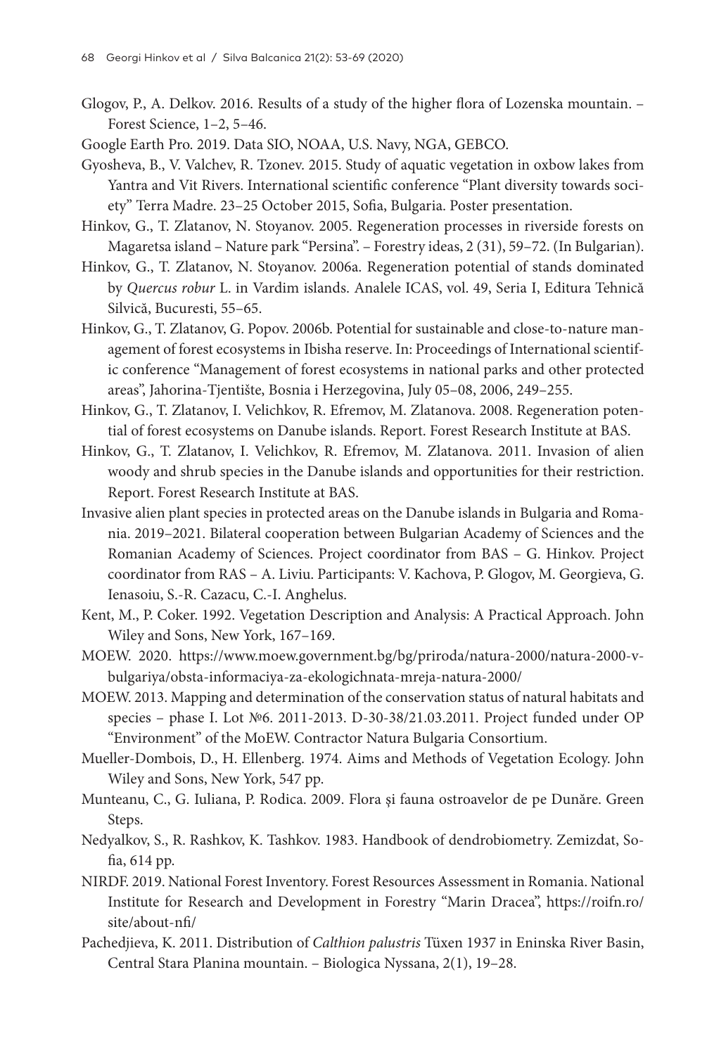Glogov, P., A. Delkov. 2016. Results of a study of the higher flora of Lozenska mountain. – Forest Science, 1–2, 5–46.

Google Earth Pro. 2019. Data SIO, NOAA, U.S. Navy, NGA, GEBCO.

Gyosheva, B., V. Valchev, R. Tzonev. 2015. Study of aquatic vegetation in oxbow lakes from Yantra and Vit Rivers. International scientific conference "Plant diversity towards society" Terra Madre. 23–25 October 2015, Sofia, Bulgaria. Poster presentation.

Hinkov, G., T. Zlatanov, N. Stoyanov. 2005. Regeneration processes in riverside forests on Magaretsa island – Nature park "Persina". – Forestry ideas, 2 (31), 59–72. (In Bulgarian).

Hinkov, G., T. Zlatanov, N. Stoyanov. 2006a. Regeneration potential of stands dominated by *Quercus robur* L. in Vardim islands. Analele ICAS, vol. 49, Seria I, Editura Tehnică Silvică, Bucuresti, 55–65.

Hinkov, G., T. Zlatanov, G. Popov. 2006b. Potential for sustainable and close-to-nature management of forest ecosystems in Ibisha reserve. In: Proceedings of International scientific conference "Management of forest ecosystems in national parks and other protected areas", Jahorina-Tjentište, Bosnia i Herzegovina, July 05–08, 2006, 249–255.

Hinkov, G., T. Zlatanov, I. Velichkov, R. Efremov, M. Zlatanova. 2008. Regeneration potential of forest ecosystems on Danube islands. Report. Forest Research Institute at BAS.

Hinkov, G., T. Zlatanov, I. Velichkov, R. Efremov, M. Zlatanova. 2011. Invasion of alien woody and shrub species in the Danube islands and opportunities for their restriction. Report. Forest Research Institute at BAS.

Invasive alien plant species in protected areas on the Danube islands in Bulgaria and Romania. 2019–2021. Bilateral cooperation between Bulgarian Academy of Sciences and the Romanian Academy of Sciences. Project coordinator from BAS – G. Hinkov. Project coordinator from RAS – A. Liviu. Participants: V. Kachova, P. Glogov, M. Georgieva, G. Ienasoiu, S.-R. Cazacu, C.-I. Anghelus.

Kent, M., P. Coker. 1992. Vegetation Description and Analysis: A Practical Approach. John Wiley and Sons, New York, 167–169.

MOEW. 2020. https://www.moew.government.bg/bg/priroda/natura-2000/natura-2000-v-bulgariya/obsta-informaciya-za-ekologichnata-mreja-natura-2000/

MOEW. 2013. Mapping and determination of the conservation status of natural habitats and species – phase I. Lot №6. 2011-2013. D-30-38/21.03.2011. Project funded under OP "Environment" of the MoEW. Contractor Natura Bulgaria Consortium.

Mueller-Dombois, D., H. Ellenberg. 1974. Aims and Methods of Vegetation Ecology. John Wiley and Sons, New York, 547 pp.

Munteanu, C., G. Iuliana, P. Rodica. 2009. Flora şi fauna ostroavelor de pe Dunăre. Green Steps.

Nedyalkov, S., R. Rashkov, K. Tashkov. 1983. Handbook of dendrobiometry. Zemizdat, Sofia, 614 pp.

NIRDF. 2019. National Forest Inventory. Forest Resources Assessment in Romania. National Institute for Research and Development in Forestry "Marin Dracea", https://roifn.ro/site/about-nfi/

Pachedjieva, K. 2011. Distribution of *Calthion palustris* Tüxen 1937 in Eninska River Basin, Central Stara Planina mountain. – Biologica Nyssana, 2(1), 19–28.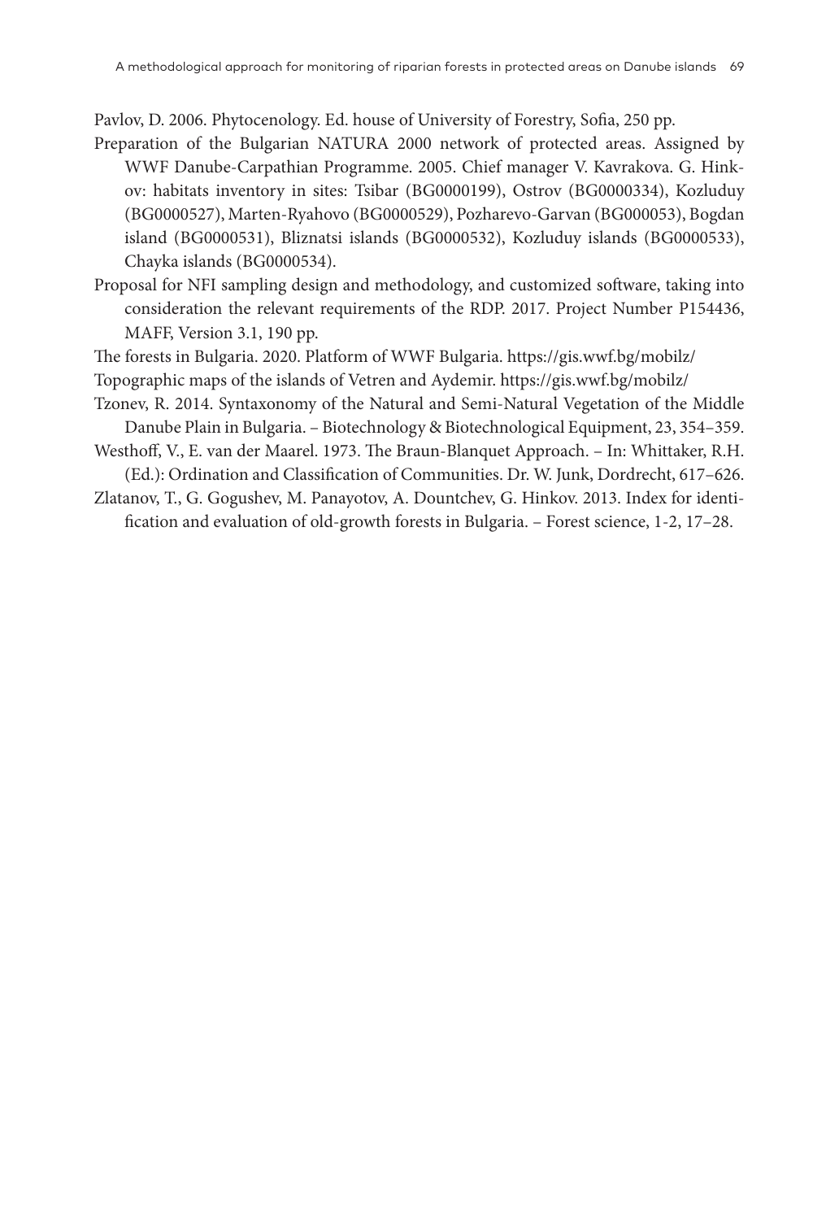Pavlov, D. 2006. Phytocenology. Ed. house of University of Forestry, Sofia, 250 pp.

Preparation of the Bulgarian NATURA 2000 network of protected areas. Assigned by WWF Danube-Carpathian Programme. 2005. Chief manager V. Kavrakova. G. Hinkov: habitats inventory in sites: Tsibar (BG0000199), Ostrov (BG0000334), Kozluduy (BG0000527), Marten-Ryahovo (BG0000529), Pozharevo-Garvan (BG000053), Bogdan island (BG0000531), Bliznatsi islands (BG0000532), Kozluduy islands (BG0000533), Chayka islands (BG0000534).

Proposal for NFI sampling design and methodology, and customized software, taking into consideration the relevant requirements of the RDP. 2017. Project Number P154436, MAFF, Version 3.1, 190 pp.

The forests in Bulgaria. 2020. Platform of WWF Bulgaria. https://gis.wwf.bg/mobilz/

Topographic maps of the islands of Vetren and Aydemir. https://gis.wwf.bg/mobilz/

Tzonev, R. 2014. Syntaxonomy of the Natural and Semi-Natural Vegetation of the Middle Danube Plain in Bulgaria. – Biotechnology & Biotechnological Equipment, 23, 354–359.

Westhoff, V., E. van der Maarel. 1973. The Braun-Blanquet Approach. – In: Whittaker, R.H. (Ed.): Ordination and Classification of Communities. Dr. W. Junk, Dordrecht, 617–626.

Zlatanov, T., G. Gogushev, M. Panayotov, A. Dountchev, G. Hinkov. 2013. Index for identification and evaluation of old-growth forests in Bulgaria. – Forest science, 1-2, 17–28.